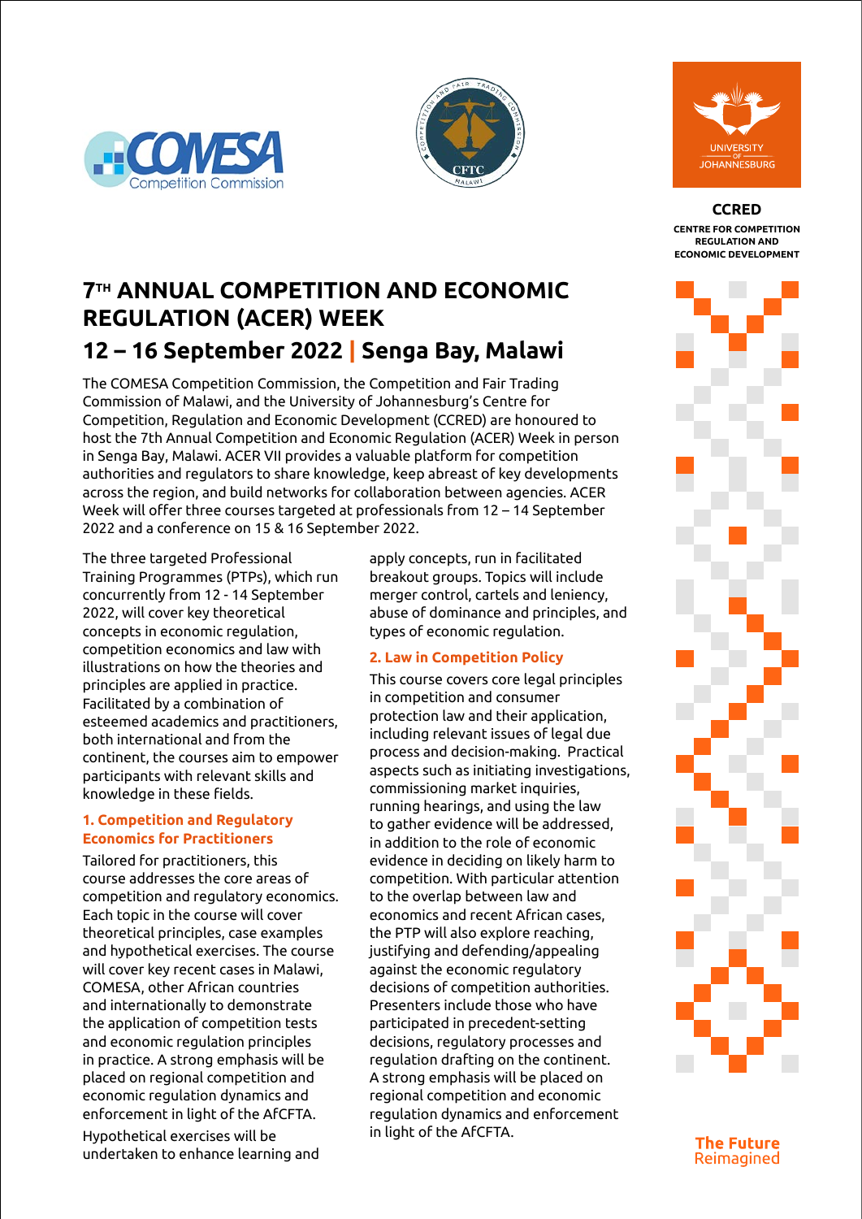COMESA Competition Commission

CFTC MALAWI

UNIVERSITY OF JOHANNESBURG

**CCRED**

**CENTRE FOR COMPETITION REGULATION AND ECONOMIC DEVELOPMENT**

# 7TH ANNUAL COMPETITION AND ECONOMIC REGULATION (ACER) WEEK

## 12 – 16 September 2022 | Senga Bay, Malawi

The COMESA Competition Commission, the Competition and Fair Trading Commission of Malawi, and the University of Johannesburg's Centre for Competition, Regulation and Economic Development (CCRED) are honoured to host the 7th Annual Competition and Economic Regulation (ACER) Week in person in Senga Bay, Malawi. ACER VII provides a valuable platform for competition authorities and regulators to share knowledge, keep abreast of key developments across the region, and build networks for collaboration between agencies. ACER Week will offer three courses targeted at professionals from 12 – 14 September 2022 and a conference on 15 & 16 September 2022.

The three targeted Professional Training Programmes (PTPs), which run concurrently from 12 - 14 September 2022, will cover key theoretical concepts in economic regulation, competition economics and law with illustrations on how the theories and principles are applied in practice. Facilitated by a combination of esteemed academics and practitioners, both international and from the continent, the courses aim to empower participants with relevant skills and knowledge in these fields.

### 1. Competition and Regulatory Economics for Practitioners

Tailored for practitioners, this course addresses the core areas of competition and regulatory economics. Each topic in the course will cover theoretical principles, case examples and hypothetical exercises. The course will cover key recent cases in Malawi, COMESA, other African countries and internationally to demonstrate the application of competition tests and economic regulation principles in practice. A strong emphasis will be placed on regional competition and economic regulation dynamics and enforcement in light of the AfCFTA.

Hypothetical exercises will be undertaken to enhance learning and apply concepts, run in facilitated breakout groups. Topics will include merger control, cartels and leniency, abuse of dominance and principles, and types of economic regulation.

### 2. Law in Competition Policy

This course covers core legal principles in competition and consumer protection law and their application, including relevant issues of legal due process and decision-making. Practical aspects such as initiating investigations, commissioning market inquiries, running hearings, and using the law to gather evidence will be addressed, in addition to the role of economic evidence in deciding on likely harm to competition. With particular attention to the overlap between law and economics and recent African cases, the PTP will also explore reaching, justifying and defending/appealing against the economic regulatory decisions of competition authorities. Presenters include those who have participated in precedent-setting decisions, regulatory processes and regulation drafting on the continent. A strong emphasis will be placed on regional competition and economic regulation dynamics and enforcement in light of the AfCFTA.

**The Future** Reimagined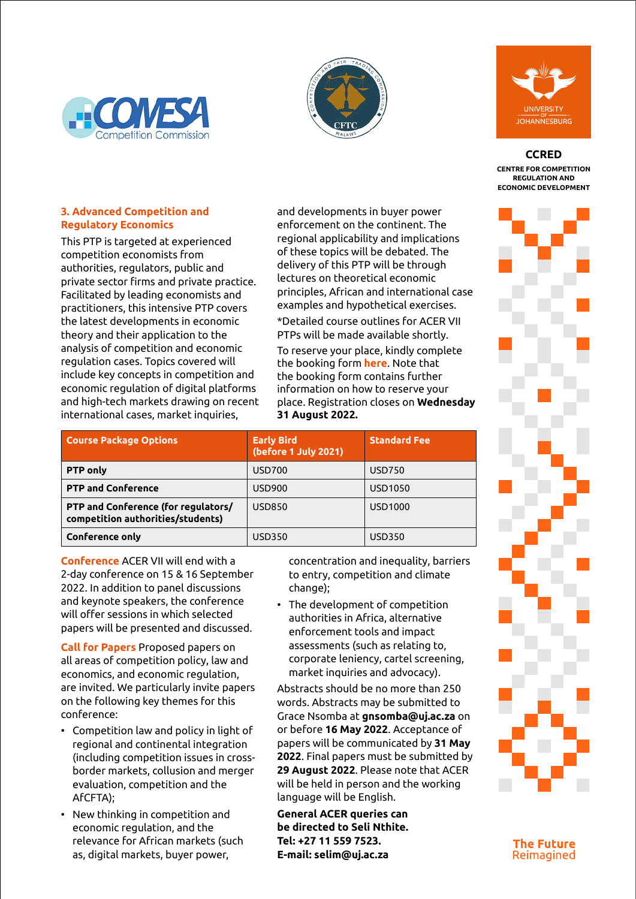COMESA Competition Commission

CFTC

UNIVERSITY OF JOHANNESBURG

**CCRED**
**CENTRE FOR COMPETITION REGULATION AND ECONOMIC DEVELOPMENT**

### 3. Advanced Competition and Regulatory Economics

This PTP is targeted at experienced competition economists from authorities, regulators, public and private sector firms and private practice. Facilitated by leading economists and practitioners, this intensive PTP covers the latest developments in economic theory and their application to the analysis of competition and economic regulation cases. Topics covered will include key concepts in competition and economic regulation of digital platforms and high-tech markets drawing on recent international cases, market inquiries, and developments in buyer power enforcement on the continent. The regional applicability and implications of these topics will be debated. The delivery of this PTP will be through lectures on theoretical economic principles, African and international case examples and hypothetical exercises.

*Detailed course outlines for ACER VII PTPs will be made available shortly.

To reserve your place, kindly complete the booking form **here**. Note that the booking form contains further information on how to reserve your place. Registration closes on **Wednesday 31 August 2022.**

| Course Package Options | Early Bird (before 1 July 2021) | Standard Fee |
| --- | --- | --- |
| **PTP only** | USD700 | USD750 |
| **PTP and Conference** | USD900 | USD1050 |
| **PTP and Conference (for regulators/ competition authorities/students)** | USD850 | USD1000 |
| **Conference only** | USD350 | USD350 |

**Conference** ACER VII will end with a 2-day conference on 15 & 16 September 2022. In addition to panel discussions and keynote speakers, the conference will offer sessions in which selected papers will be presented and discussed.

**Call for Papers** Proposed papers on all areas of competition policy, law and economics, and economic regulation, are invited. We particularly invite papers on the following key themes for this conference:

- Competition law and policy in light of regional and continental integration (including competition issues in cross-border markets, collusion and merger evaluation, competition and the AfCFTA);
- New thinking in competition and economic regulation, and the relevance for African markets (such as, digital markets, buyer power, concentration and inequality, barriers to entry, competition and climate change);
- The development of competition authorities in Africa, alternative enforcement tools and impact assessments (such as relating to, corporate leniency, cartel screening, market inquiries and advocacy).

Abstracts should be no more than 250 words. Abstracts may be submitted to Grace Nsomba at **gnsomba@uj.ac.za** on or before **16 May 2022**. Acceptance of papers will be communicated by **31 May 2022**. Final papers must be submitted by **29 August 2022**. Please note that ACER will be held in person and the working language will be English.

**General ACER queries can be directed to Seli Nthite.**
**Tel: +27 11 559 7523.**
**E-mail: selim@uj.ac.za**

**The Future** Reimagined